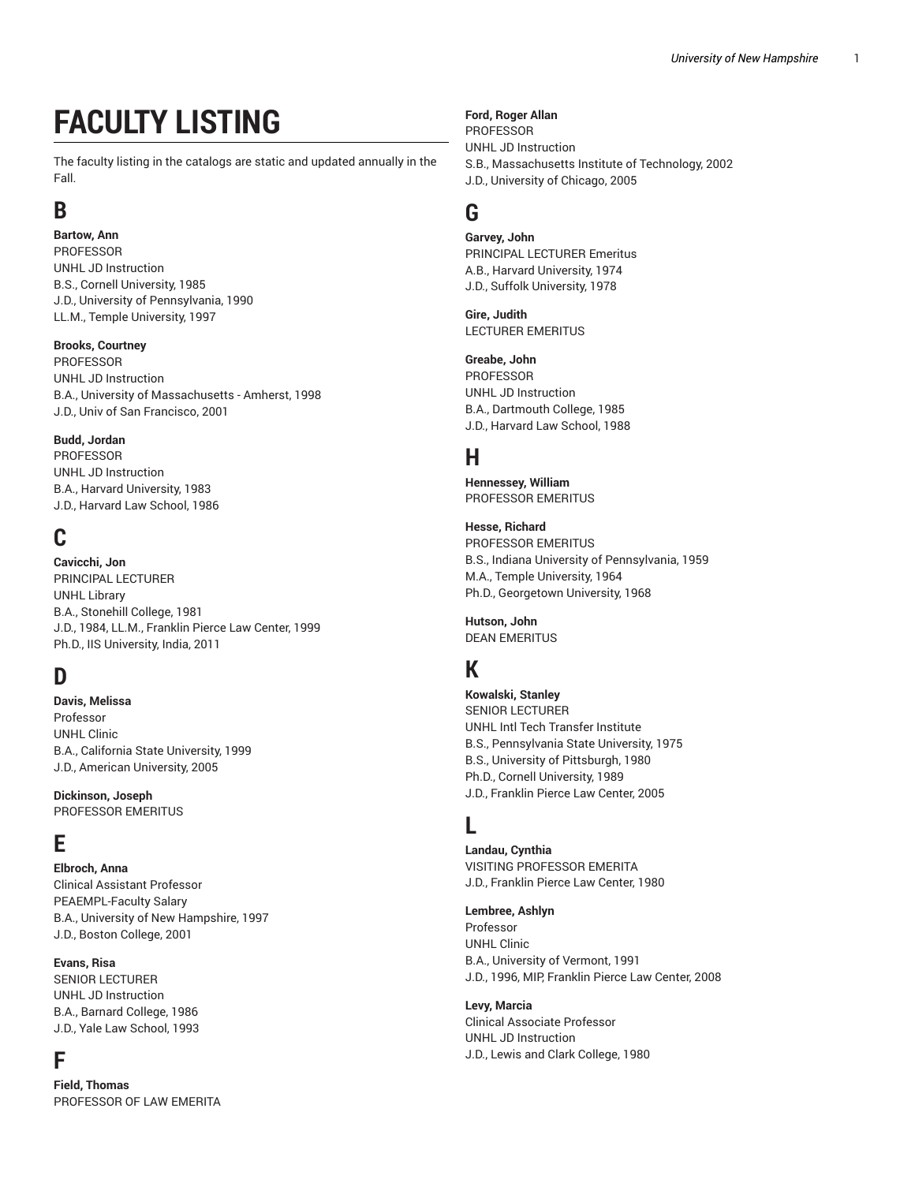# FACULTY LISTING

The faculty listing in the catalogs are static and updated annually in the Fall.

## B

**Bartow, Ann**
PROFESSOR
UNHL JD Instruction
B.S., Cornell University, 1985
J.D., University of Pennsylvania, 1990
LL.M., Temple University, 1997

**Brooks, Courtney**
PROFESSOR
UNHL JD Instruction
B.A., University of Massachusetts - Amherst, 1998
J.D., Univ of San Francisco, 2001

**Budd, Jordan**
PROFESSOR
UNHL JD Instruction
B.A., Harvard University, 1983
J.D., Harvard Law School, 1986

## C

**Cavicchi, Jon**
PRINCIPAL LECTURER
UNHL Library
B.A., Stonehill College, 1981
J.D., 1984, LL.M., Franklin Pierce Law Center, 1999
Ph.D., IIS University, India, 2011

## D

**Davis, Melissa**
Professor
UNHL Clinic
B.A., California State University, 1999
J.D., American University, 2005

**Dickinson, Joseph**
PROFESSOR EMERITUS

## E

**Elbroch, Anna**
Clinical Assistant Professor
PEAEMPL-Faculty Salary
B.A., University of New Hampshire, 1997
J.D., Boston College, 2001

**Evans, Risa**
SENIOR LECTURER
UNHL JD Instruction
B.A., Barnard College, 1986
J.D., Yale Law School, 1993

## F

**Field, Thomas**
PROFESSOR OF LAW EMERITA

**Ford, Roger Allan**
PROFESSOR
UNHL JD Instruction
S.B., Massachusetts Institute of Technology, 2002
J.D., University of Chicago, 2005

## G

**Garvey, John**
PRINCIPAL LECTURER Emeritus
A.B., Harvard University, 1974
J.D., Suffolk University, 1978

**Gire, Judith**
LECTURER EMERITUS

**Greabe, John**
PROFESSOR
UNHL JD Instruction
B.A., Dartmouth College, 1985
J.D., Harvard Law School, 1988

## H

**Hennessey, William**
PROFESSOR EMERITUS

**Hesse, Richard**
PROFESSOR EMERITUS
B.S., Indiana University of Pennsylvania, 1959
M.A., Temple University, 1964
Ph.D., Georgetown University, 1968

**Hutson, John**
DEAN EMERITUS

## K

**Kowalski, Stanley**
SENIOR LECTURER
UNHL Intl Tech Transfer Institute
B.S., Pennsylvania State University, 1975
B.S., University of Pittsburgh, 1980
Ph.D., Cornell University, 1989
J.D., Franklin Pierce Law Center, 2005

## L

**Landau, Cynthia**
VISITING PROFESSOR EMERITA
J.D., Franklin Pierce Law Center, 1980

**Lembree, Ashlyn**
Professor
UNHL Clinic
B.A., University of Vermont, 1991
J.D., 1996, MIP, Franklin Pierce Law Center, 2008

**Levy, Marcia**
Clinical Associate Professor
UNHL JD Instruction
J.D., Lewis and Clark College, 1980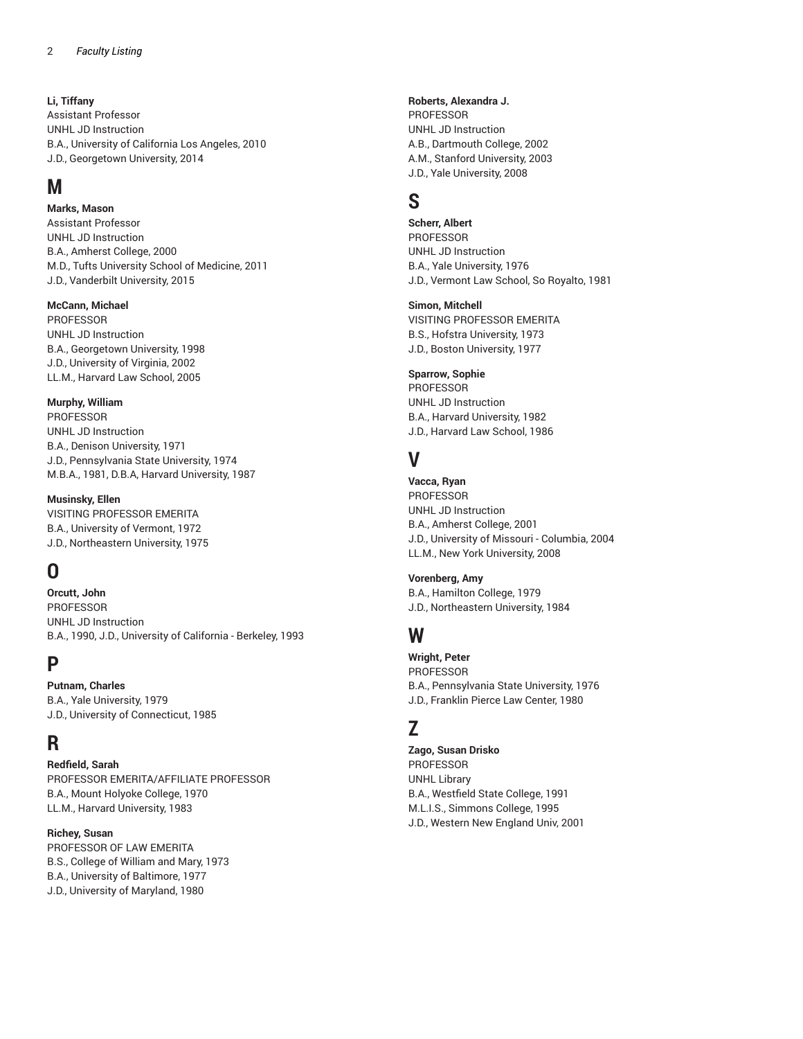**Li, Tiffany**
Assistant Professor
UNHL JD Instruction
B.A., University of California Los Angeles, 2010
J.D., Georgetown University, 2014

## M

**Marks, Mason**
Assistant Professor
UNHL JD Instruction
B.A., Amherst College, 2000
M.D., Tufts University School of Medicine, 2011
J.D., Vanderbilt University, 2015

**McCann, Michael**
PROFESSOR
UNHL JD Instruction
B.A., Georgetown University, 1998
J.D., University of Virginia, 2002
LL.M., Harvard Law School, 2005

**Murphy, William**
PROFESSOR
UNHL JD Instruction
B.A., Denison University, 1971
J.D., Pennsylvania State University, 1974
M.B.A., 1981, D.B.A, Harvard University, 1987

**Musinsky, Ellen**
VISITING PROFESSOR EMERITA
B.A., University of Vermont, 1972
J.D., Northeastern University, 1975

## O

**Orcutt, John**
PROFESSOR
UNHL JD Instruction
B.A., 1990, J.D., University of California - Berkeley, 1993

## P

**Putnam, Charles**
B.A., Yale University, 1979
J.D., University of Connecticut, 1985

## R

**Redfield, Sarah**
PROFESSOR EMERITA/AFFILIATE PROFESSOR
B.A., Mount Holyoke College, 1970
LL.M., Harvard University, 1983

**Richey, Susan**
PROFESSOR OF LAW EMERITA
B.S., College of William and Mary, 1973
B.A., University of Baltimore, 1977
J.D., University of Maryland, 1980

**Roberts, Alexandra J.**
PROFESSOR
UNHL JD Instruction
A.B., Dartmouth College, 2002
A.M., Stanford University, 2003
J.D., Yale University, 2008

## S

**Scherr, Albert**
PROFESSOR
UNHL JD Instruction
B.A., Yale University, 1976
J.D., Vermont Law School, So Royalto, 1981

**Simon, Mitchell**
VISITING PROFESSOR EMERITA
B.S., Hofstra University, 1973
J.D., Boston University, 1977

**Sparrow, Sophie**
PROFESSOR
UNHL JD Instruction
B.A., Harvard University, 1982
J.D., Harvard Law School, 1986

## V

**Vacca, Ryan**
PROFESSOR
UNHL JD Instruction
B.A., Amherst College, 2001
J.D., University of Missouri - Columbia, 2004
LL.M., New York University, 2008

**Vorenberg, Amy**
B.A., Hamilton College, 1979
J.D., Northeastern University, 1984

## W

**Wright, Peter**
PROFESSOR
B.A., Pennsylvania State University, 1976
J.D., Franklin Pierce Law Center, 1980

## Z

**Zago, Susan Drisko**
PROFESSOR
UNHL Library
B.A., Westfield State College, 1991
M.L.I.S., Simmons College, 1995
J.D., Western New England Univ, 2001